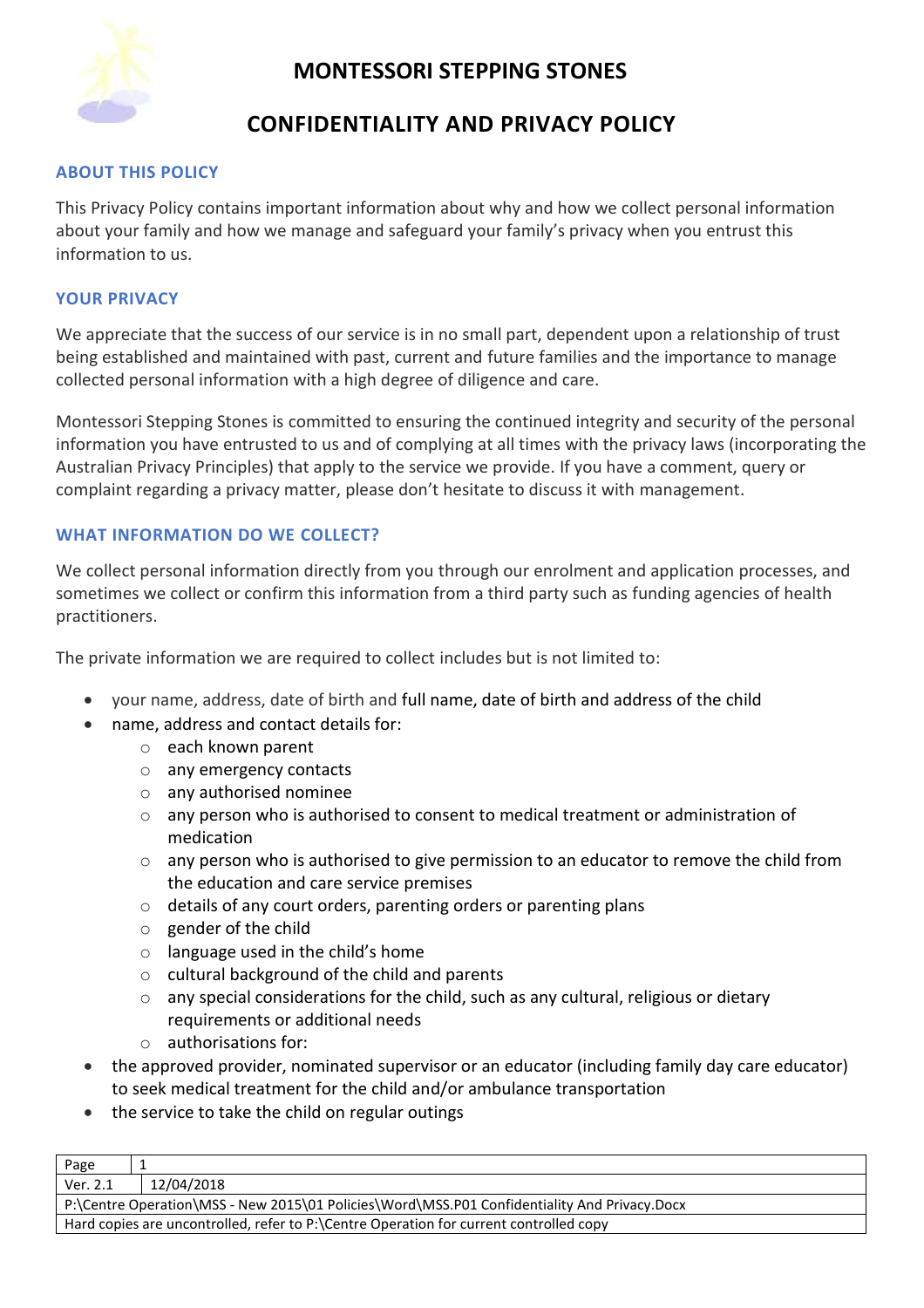# MONTESSORI STEPPING STONES

# CONFIDENTIALITY AND PRIVACY POLICY

## ABOUT THIS POLICY

This Privacy Policy contains important information about why and how we collect personal information about your family and how we manage and safeguard your family's privacy when you entrust this information to us.

## YOUR PRIVACY

We appreciate that the success of our service is in no small part, dependent upon a relationship of trust being established and maintained with past, current and future families and the importance to manage collected personal information with a high degree of diligence and care.

Montessori Stepping Stones is committed to ensuring the continued integrity and security of the personal information you have entrusted to us and of complying at all times with the privacy laws (incorporating the Australian Privacy Principles) that apply to the service we provide. If you have a comment, query or complaint regarding a privacy matter, please don't hesitate to discuss it with management.

## WHAT INFORMATION DO WE COLLECT?

We collect personal information directly from you through our enrolment and application processes, and sometimes we collect or confirm this information from a third party such as funding agencies of health practitioners.

The private information we are required to collect includes but is not limited to:

- your name, address, date of birth and full name, date of birth and address of the child
- name, address and contact details for:
  - each known parent
  - any emergency contacts
  - any authorised nominee
  - any person who is authorised to consent to medical treatment or administration of medication
  - any person who is authorised to give permission to an educator to remove the child from the education and care service premises
  - details of any court orders, parenting orders or parenting plans
  - gender of the child
  - language used in the child's home
  - cultural background of the child and parents
  - any special considerations for the child, such as any cultural, religious or dietary requirements or additional needs
  - authorisations for:
- the approved provider, nominated supervisor or an educator (including family day care educator) to seek medical treatment for the child and/or ambulance transportation
- the service to take the child on regular outings

| Page | 1 |
|---|---|
| Ver. 2.1 | 12/04/2018 |
| P:\Centre Operation\MSS - New 2015\01 Policies\Word\MSS.P01 Confidentiality And Privacy.Docx | |
| Hard copies are uncontrolled, refer to P:\Centre Operation for current controlled copy | |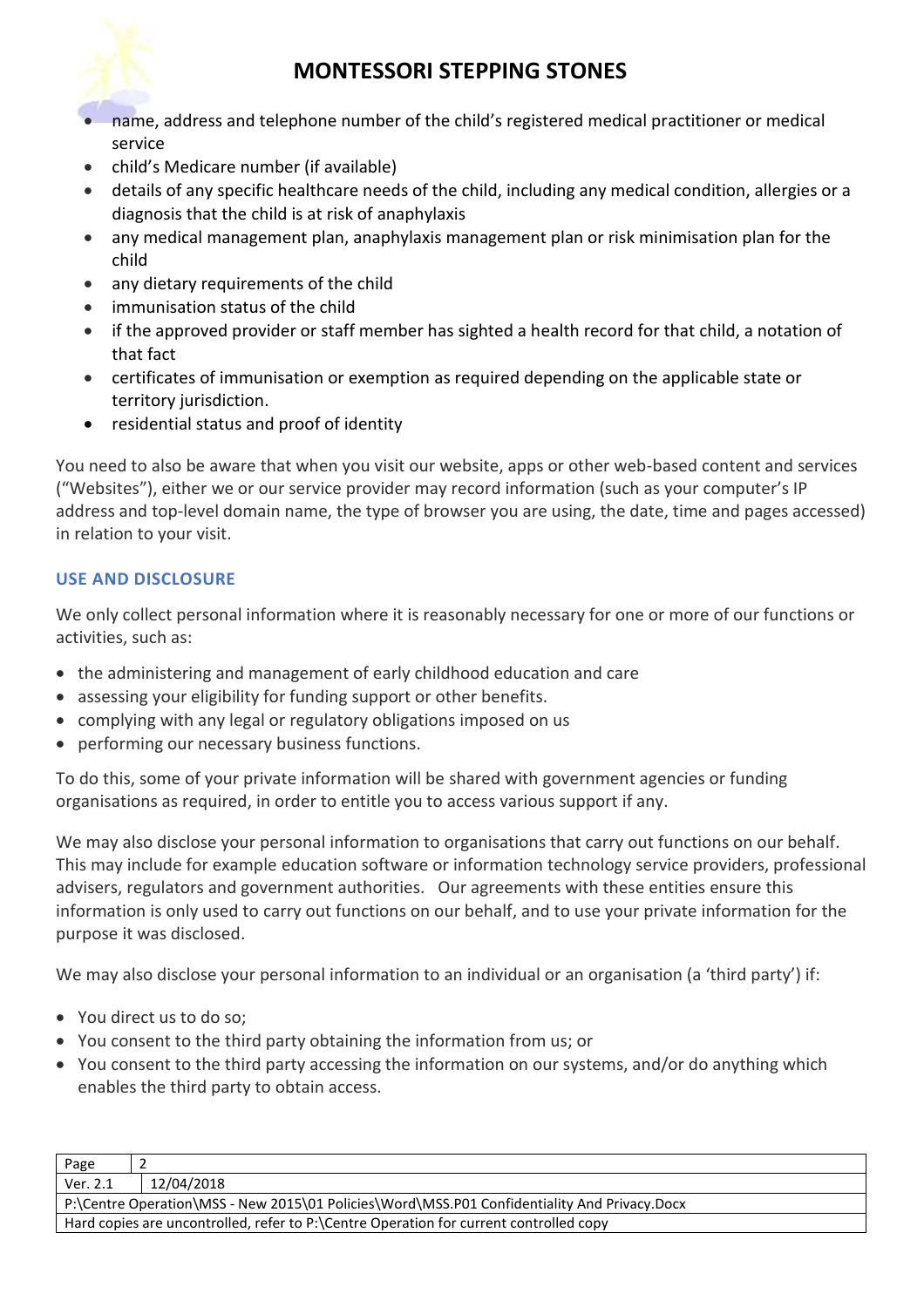- name, address and telephone number of the child's registered medical practitioner or medical service
- child's Medicare number (if available)
- details of any specific healthcare needs of the child, including any medical condition, allergies or a diagnosis that the child is at risk of anaphylaxis
- any medical management plan, anaphylaxis management plan or risk minimisation plan for the child
- any dietary requirements of the child
- immunisation status of the child
- if the approved provider or staff member has sighted a health record for that child, a notation of that fact
- certificates of immunisation or exemption as required depending on the applicable state or territory jurisdiction.
- residential status and proof of identity

You need to also be aware that when you visit our website, apps or other web-based content and services ("Websites"), either we or our service provider may record information (such as your computer's IP address and top-level domain name, the type of browser you are using, the date, time and pages accessed) in relation to your visit.

### USE AND DISCLOSURE

We only collect personal information where it is reasonably necessary for one or more of our functions or activities, such as:

- the administering and management of early childhood education and care
- assessing your eligibility for funding support or other benefits.
- complying with any legal or regulatory obligations imposed on us
- performing our necessary business functions.

To do this, some of your private information will be shared with government agencies or funding organisations as required, in order to entitle you to access various support if any.

We may also disclose your personal information to organisations that carry out functions on our behalf. This may include for example education software or information technology service providers, professional advisers, regulators and government authorities. Our agreements with these entities ensure this information is only used to carry out functions on our behalf, and to use your private information for the purpose it was disclosed.

We may also disclose your personal information to an individual or an organisation (a 'third party') if:

- You direct us to do so;
- You consent to the third party obtaining the information from us; or
- You consent to the third party accessing the information on our systems, and/or do anything which enables the third party to obtain access.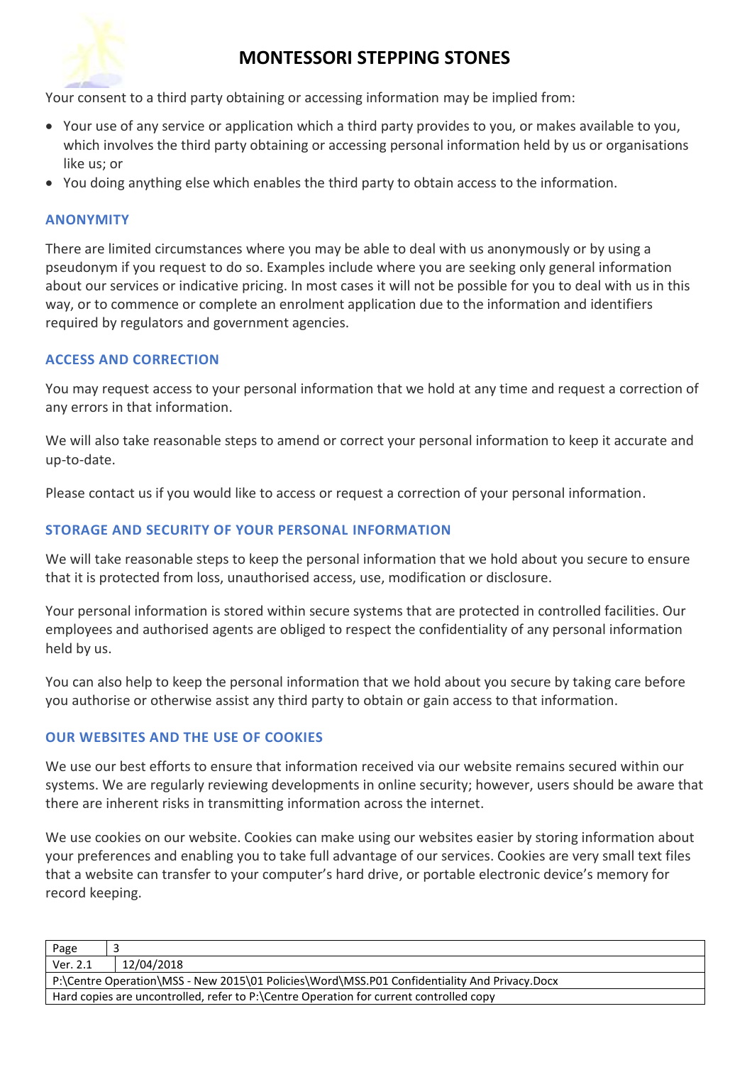Your consent to a third party obtaining or accessing information may be implied from:

- Your use of any service or application which a third party provides to you, or makes available to you, which involves the third party obtaining or accessing personal information held by us or organisations like us; or
- You doing anything else which enables the third party to obtain access to the information.

### ANONYMITY

There are limited circumstances where you may be able to deal with us anonymously or by using a pseudonym if you request to do so. Examples include where you are seeking only general information about our services or indicative pricing. In most cases it will not be possible for you to deal with us in this way, or to commence or complete an enrolment application due to the information and identifiers required by regulators and government agencies.

### ACCESS AND CORRECTION

You may request access to your personal information that we hold at any time and request a correction of any errors in that information.

We will also take reasonable steps to amend or correct your personal information to keep it accurate and up-to-date.

Please contact us if you would like to access or request a correction of your personal information.

### STORAGE AND SECURITY OF YOUR PERSONAL INFORMATION

We will take reasonable steps to keep the personal information that we hold about you secure to ensure that it is protected from loss, unauthorised access, use, modification or disclosure.

Your personal information is stored within secure systems that are protected in controlled facilities. Our employees and authorised agents are obliged to respect the confidentiality of any personal information held by us.

You can also help to keep the personal information that we hold about you secure by taking care before you authorise or otherwise assist any third party to obtain or gain access to that information.

### OUR WEBSITES AND THE USE OF COOKIES

We use our best efforts to ensure that information received via our website remains secured within our systems. We are regularly reviewing developments in online security; however, users should be aware that there are inherent risks in transmitting information across the internet.

We use cookies on our website. Cookies can make using our websites easier by storing information about your preferences and enabling you to take full advantage of our services. Cookies are very small text files that a website can transfer to your computer's hard drive, or portable electronic device's memory for record keeping.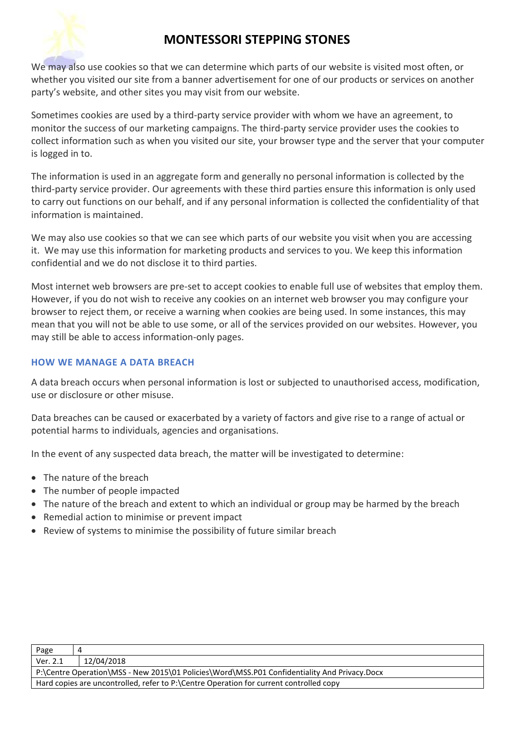We may also use cookies so that we can determine which parts of our website is visited most often, or whether you visited our site from a banner advertisement for one of our products or services on another party's website, and other sites you may visit from our website.

Sometimes cookies are used by a third-party service provider with whom we have an agreement, to monitor the success of our marketing campaigns. The third-party service provider uses the cookies to collect information such as when you visited our site, your browser type and the server that your computer is logged in to.

The information is used in an aggregate form and generally no personal information is collected by the third-party service provider. Our agreements with these third parties ensure this information is only used to carry out functions on our behalf, and if any personal information is collected the confidentiality of that information is maintained.

We may also use cookies so that we can see which parts of our website you visit when you are accessing it. We may use this information for marketing products and services to you. We keep this information confidential and we do not disclose it to third parties.

Most internet web browsers are pre-set to accept cookies to enable full use of websites that employ them. However, if you do not wish to receive any cookies on an internet web browser you may configure your browser to reject them, or receive a warning when cookies are being used. In some instances, this may mean that you will not be able to use some, or all of the services provided on our websites. However, you may still be able to access information-only pages.

## HOW WE MANAGE A DATA BREACH

A data breach occurs when personal information is lost or subjected to unauthorised access, modification, use or disclosure or other misuse.

Data breaches can be caused or exacerbated by a variety of factors and give rise to a range of actual or potential harms to individuals, agencies and organisations.

In the event of any suspected data breach, the matter will be investigated to determine:

- The nature of the breach
- The number of people impacted
- The nature of the breach and extent to which an individual or group may be harmed by the breach
- Remedial action to minimise or prevent impact
- Review of systems to minimise the possibility of future similar breach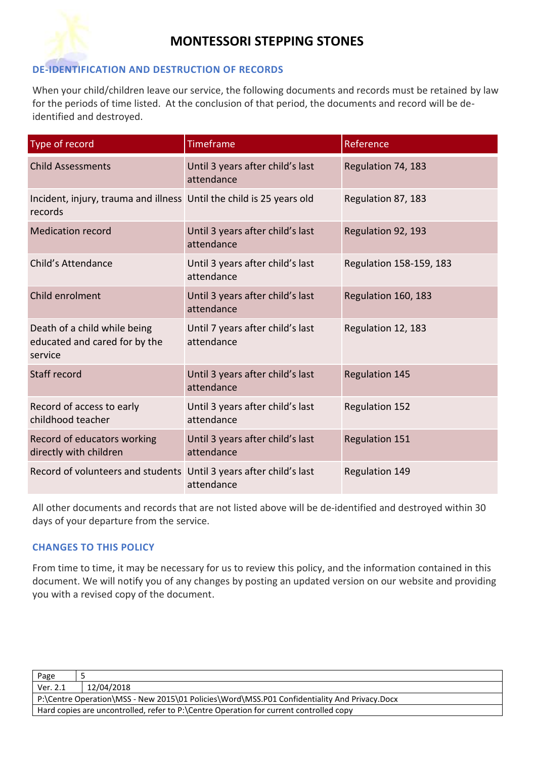## DE-IDENTIFICATION AND DESTRUCTION OF RECORDS

When your child/children leave our service, the following documents and records must be retained by law for the periods of time listed. At the conclusion of that period, the documents and record will be de-identified and destroyed.

| Type of record | Timeframe | Reference |
|---|---|---|
| Child Assessments | Until 3 years after child's last attendance | Regulation 74, 183 |
| Incident, injury, trauma and illness records | Until the child is 25 years old | Regulation 87, 183 |
| Medication record | Until 3 years after child's last attendance | Regulation 92, 193 |
| Child's Attendance | Until 3 years after child's last attendance | Regulation 158-159, 183 |
| Child enrolment | Until 3 years after child's last attendance | Regulation 160, 183 |
| Death of a child while being educated and cared for by the service | Until 7 years after child's last attendance | Regulation 12, 183 |
| Staff record | Until 3 years after child's last attendance | Regulation 145 |
| Record of access to early childhood teacher | Until 3 years after child's last attendance | Regulation 152 |
| Record of educators working directly with children | Until 3 years after child's last attendance | Regulation 151 |
| Record of volunteers and students | Until 3 years after child's last attendance | Regulation 149 |

All other documents and records that are not listed above will be de-identified and destroyed within 30 days of your departure from the service.

## CHANGES TO THIS POLICY

From time to time, it may be necessary for us to review this policy, and the information contained in this document. We will notify you of any changes by posting an updated version on our website and providing you with a revised copy of the document.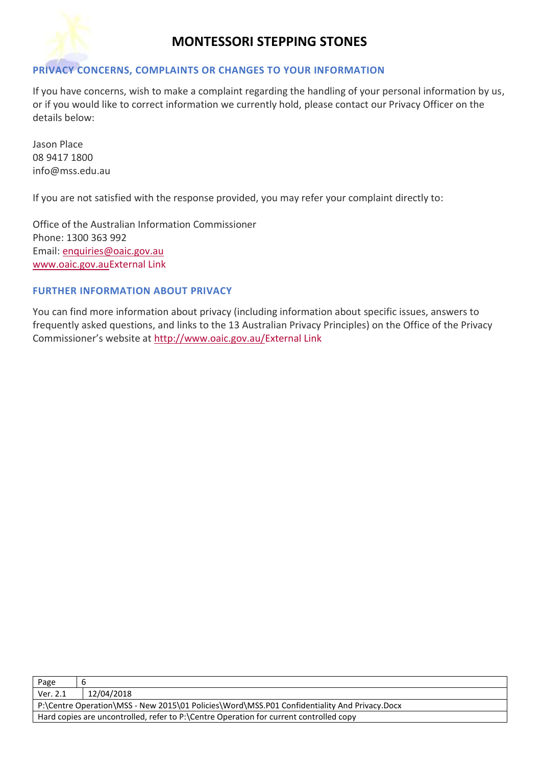## PRIVACY CONCERNS, COMPLAINTS OR CHANGES TO YOUR INFORMATION

If you have concerns, wish to make a complaint regarding the handling of your personal information by us, or if you would like to correct information we currently hold, please contact our Privacy Officer on the details below:

Jason Place
08 9417 1800
info@mss.edu.au

If you are not satisfied with the response provided, you may refer your complaint directly to:

Office of the Australian Information Commissioner
Phone: 1300 363 992
Email: enquiries@oaic.gov.au
www.oaic.gov.auExternal Link

## FURTHER INFORMATION ABOUT PRIVACY

You can find more information about privacy (including information about specific issues, answers to frequently asked questions, and links to the 13 Australian Privacy Principles) on the Office of the Privacy Commissioner's website at http://www.oaic.gov.au/External Link